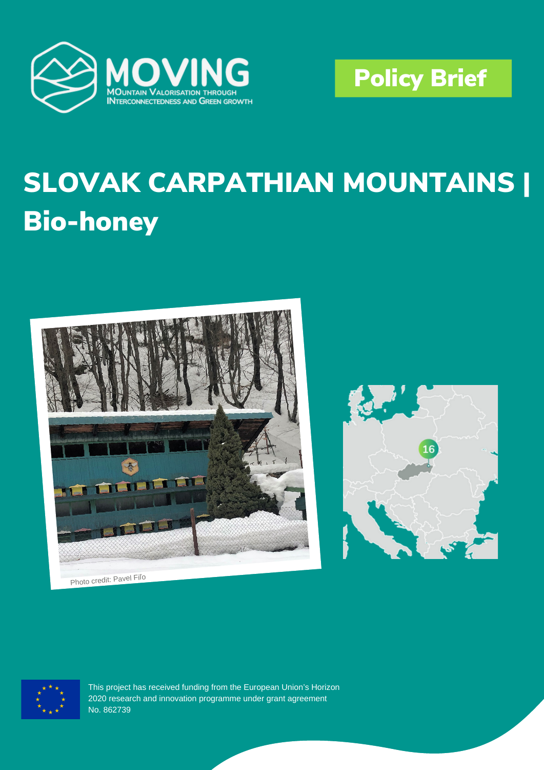MOVING
MOUNTAIN VALORISATION THROUGH INTERCONNECTEDNESS AND GREEN GROWTH

**Policy Brief**

# SLOVAK CARPATHIAN MOUNTAINS | Bio-honey

Photo credit: Pavel Fiľo

This project has received funding from the European Union's Horizon 2020 research and innovation programme under grant agreement No. 862739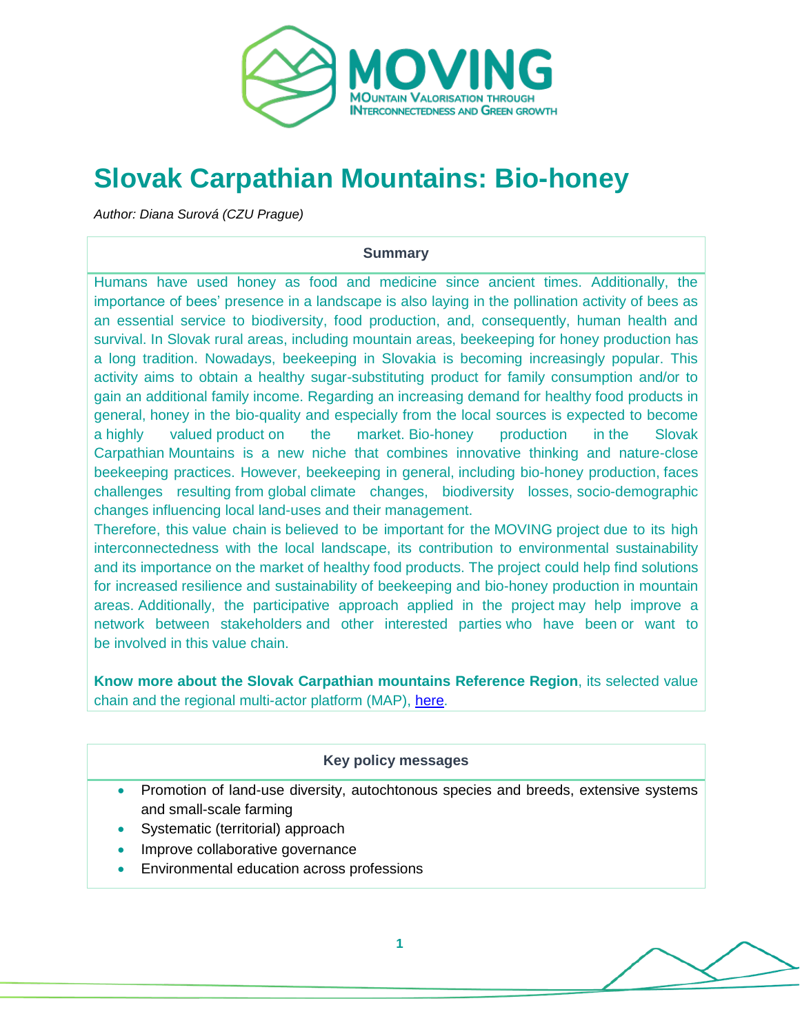# Slovak Carpathian Mountains: Bio-honey

*Author: Diana Surová (CZU Prague)*

## Summary

Humans have used honey as food and medicine since ancient times. Additionally, the importance of bees' presence in a landscape is also laying in the pollination activity of bees as an essential service to biodiversity, food production, and, consequently, human health and survival. In Slovak rural areas, including mountain areas, beekeeping for honey production has a long tradition. Nowadays, beekeeping in Slovakia is becoming increasingly popular. This activity aims to obtain a healthy sugar-substituting product for family consumption and/or to gain an additional family income. Regarding an increasing demand for healthy food products in general, honey in the bio-quality and especially from the local sources is expected to become a highly valued product on the market. Bio-honey production in the Slovak Carpathian Mountains is a new niche that combines innovative thinking and nature-close beekeeping practices. However, beekeeping in general, including bio-honey production, faces challenges resulting from global climate changes, biodiversity losses, socio-demographic changes influencing local land-uses and their management.

Therefore, this value chain is believed to be important for the MOVING project due to its high interconnectedness with the local landscape, its contribution to environmental sustainability and its importance on the market of healthy food products. The project could help find solutions for increased resilience and sustainability of beekeeping and bio-honey production in mountain areas. Additionally, the participative approach applied in the project may help improve a network between stakeholders and other interested parties who have been or want to be involved in this value chain.

**Know more about the Slovak Carpathian mountains Reference Region**, its selected value chain and the regional multi-actor platform (MAP), [here](#).

## Key policy messages

- Promotion of land-use diversity, autochtonous species and breeds, extensive systems and small-scale farming
- Systematic (territorial) approach
- Improve collaborative governance
- Environmental education across professions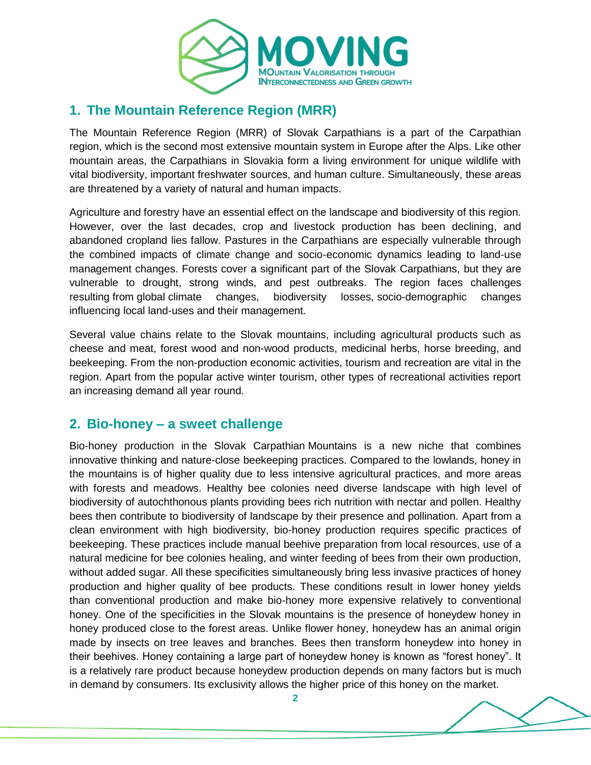## 1. The Mountain Reference Region (MRR)

The Mountain Reference Region (MRR) of Slovak Carpathians is a part of the Carpathian region, which is the second most extensive mountain system in Europe after the Alps. Like other mountain areas, the Carpathians in Slovakia form a living environment for unique wildlife with vital biodiversity, important freshwater sources, and human culture. Simultaneously, these areas are threatened by a variety of natural and human impacts.

Agriculture and forestry have an essential effect on the landscape and biodiversity of this region. However, over the last decades, crop and livestock production has been declining, and abandoned cropland lies fallow. Pastures in the Carpathians are especially vulnerable through the combined impacts of climate change and socio-economic dynamics leading to land-use management changes. Forests cover a significant part of the Slovak Carpathians, but they are vulnerable to drought, strong winds, and pest outbreaks. The region faces challenges resulting from global climate changes, biodiversity losses, socio-demographic changes influencing local land-uses and their management.

Several value chains relate to the Slovak mountains, including agricultural products such as cheese and meat, forest wood and non-wood products, medicinal herbs, horse breeding, and beekeeping. From the non-production economic activities, tourism and recreation are vital in the region. Apart from the popular active winter tourism, other types of recreational activities report an increasing demand all year round.

## 2. Bio-honey – a sweet challenge

Bio-honey production in the Slovak Carpathian Mountains is a new niche that combines innovative thinking and nature-close beekeeping practices. Compared to the lowlands, honey in the mountains is of higher quality due to less intensive agricultural practices, and more areas with forests and meadows. Healthy bee colonies need diverse landscape with high level of biodiversity of autochthonous plants providing bees rich nutrition with nectar and pollen. Healthy bees then contribute to biodiversity of landscape by their presence and pollination. Apart from a clean environment with high biodiversity, bio-honey production requires specific practices of beekeeping. These practices include manual beehive preparation from local resources, use of a natural medicine for bee colonies healing, and winter feeding of bees from their own production, without added sugar. All these specificities simultaneously bring less invasive practices of honey production and higher quality of bee products. These conditions result in lower honey yields than conventional production and make bio-honey more expensive relatively to conventional honey. One of the specificities in the Slovak mountains is the presence of honeydew honey in honey produced close to the forest areas. Unlike flower honey, honeydew has an animal origin made by insects on tree leaves and branches. Bees then transform honeydew into honey in their beehives. Honey containing a large part of honeydew honey is known as "forest honey". It is a relatively rare product because honeydew production depends on many factors but is much in demand by consumers. Its exclusivity allows the higher price of this honey on the market.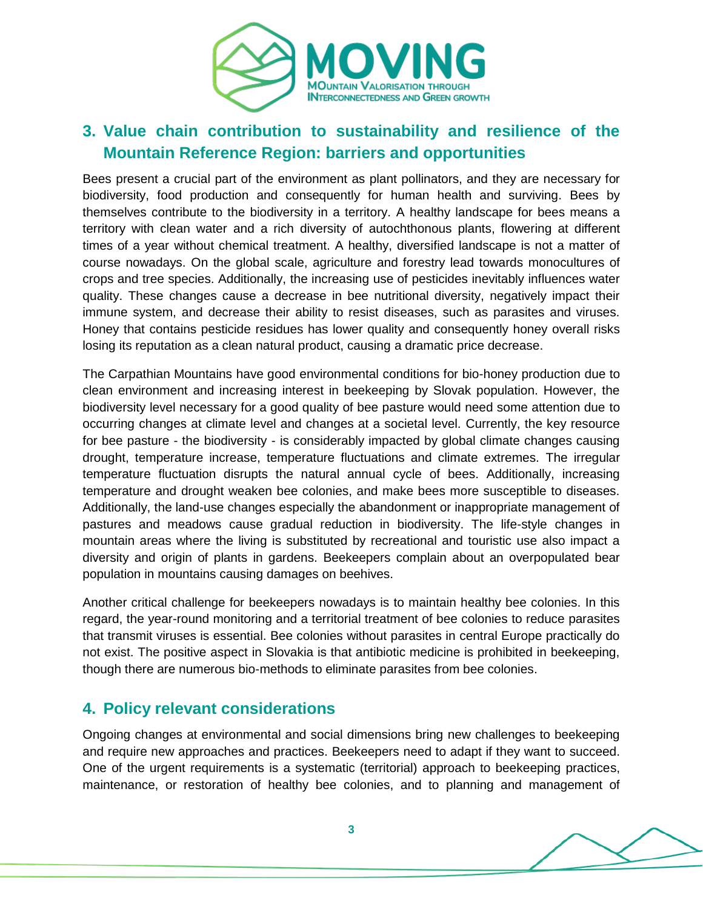## 3. Value chain contribution to sustainability and resilience of the Mountain Reference Region: barriers and opportunities

Bees present a crucial part of the environment as plant pollinators, and they are necessary for biodiversity, food production and consequently for human health and surviving. Bees by themselves contribute to the biodiversity in a territory. A healthy landscape for bees means a territory with clean water and a rich diversity of autochthonous plants, flowering at different times of a year without chemical treatment. A healthy, diversified landscape is not a matter of course nowadays. On the global scale, agriculture and forestry lead towards monocultures of crops and tree species. Additionally, the increasing use of pesticides inevitably influences water quality. These changes cause a decrease in bee nutritional diversity, negatively impact their immune system, and decrease their ability to resist diseases, such as parasites and viruses. Honey that contains pesticide residues has lower quality and consequently honey overall risks losing its reputation as a clean natural product, causing a dramatic price decrease.

The Carpathian Mountains have good environmental conditions for bio-honey production due to clean environment and increasing interest in beekeeping by Slovak population. However, the biodiversity level necessary for a good quality of bee pasture would need some attention due to occurring changes at climate level and changes at a societal level. Currently, the key resource for bee pasture - the biodiversity - is considerably impacted by global climate changes causing drought, temperature increase, temperature fluctuations and climate extremes. The irregular temperature fluctuation disrupts the natural annual cycle of bees. Additionally, increasing temperature and drought weaken bee colonies, and make bees more susceptible to diseases. Additionally, the land-use changes especially the abandonment or inappropriate management of pastures and meadows cause gradual reduction in biodiversity. The life-style changes in mountain areas where the living is substituted by recreational and touristic use also impact a diversity and origin of plants in gardens. Beekeepers complain about an overpopulated bear population in mountains causing damages on beehives.

Another critical challenge for beekeepers nowadays is to maintain healthy bee colonies. In this regard, the year-round monitoring and a territorial treatment of bee colonies to reduce parasites that transmit viruses is essential. Bee colonies without parasites in central Europe practically do not exist. The positive aspect in Slovakia is that antibiotic medicine is prohibited in beekeeping, though there are numerous bio-methods to eliminate parasites from bee colonies.

## 4. Policy relevant considerations

Ongoing changes at environmental and social dimensions bring new challenges to beekeeping and require new approaches and practices. Beekeepers need to adapt if they want to succeed. One of the urgent requirements is a systematic (territorial) approach to beekeeping practices, maintenance, or restoration of healthy bee colonies, and to planning and management of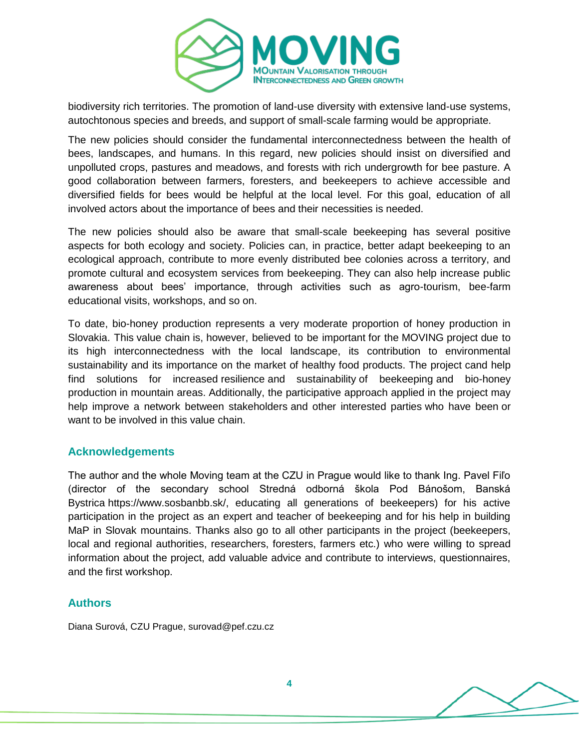biodiversity rich territories. The promotion of land-use diversity with extensive land-use systems, autochtonous species and breeds, and support of small-scale farming would be appropriate.

The new policies should consider the fundamental interconnectedness between the health of bees, landscapes, and humans. In this regard, new policies should insist on diversified and unpolluted crops, pastures and meadows, and forests with rich undergrowth for bee pasture. A good collaboration between farmers, foresters, and beekeepers to achieve accessible and diversified fields for bees would be helpful at the local level. For this goal, education of all involved actors about the importance of bees and their necessities is needed.

The new policies should also be aware that small-scale beekeeping has several positive aspects for both ecology and society. Policies can, in practice, better adapt beekeeping to an ecological approach, contribute to more evenly distributed bee colonies across a territory, and promote cultural and ecosystem services from beekeeping. They can also help increase public awareness about bees' importance, through activities such as agro-tourism, bee-farm educational visits, workshops, and so on.

To date, bio-honey production represents a very moderate proportion of honey production in Slovakia. This value chain is, however, believed to be important for the MOVING project due to its high interconnectedness with the local landscape, its contribution to environmental sustainability and its importance on the market of healthy food products. The project cand help find solutions for increased resilience and sustainability of beekeeping and bio-honey production in mountain areas. Additionally, the participative approach applied in the project may help improve a network between stakeholders and other interested parties who have been or want to be involved in this value chain.

## Acknowledgements

The author and the whole Moving team at the CZU in Prague would like to thank Ing. Pavel Fiľo (director of the secondary school Stredná odborná škola Pod Bánošom, Banská Bystrica https://www.sosbanbb.sk/, educating all generations of beekeepers) for his active participation in the project as an expert and teacher of beekeeping and for his help in building MaP in Slovak mountains. Thanks also go to all other participants in the project (beekeepers, local and regional authorities, researchers, foresters, farmers etc.) who were willing to spread information about the project, add valuable advice and contribute to interviews, questionnaires, and the first workshop.

## Authors

Diana Surová, CZU Prague, surovad@pef.czu.cz